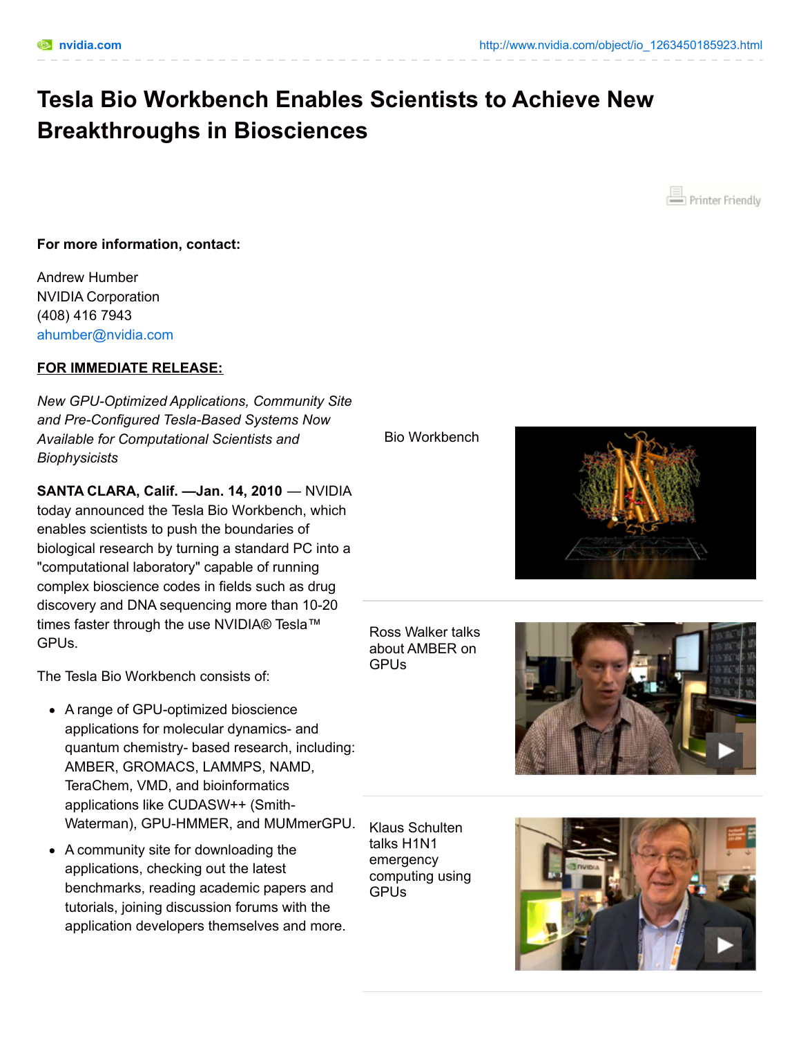# Tesla Bio Workbench Enables Scientists to Achieve New Breakthroughs in Biosciences

**For more information, contact:**

Andrew Humber
NVIDIA Corporation
(408) 416 7943
ahumber@nvidia.com

**FOR IMMEDIATE RELEASE:**

*New GPU-Optimized Applications, Community Site and Pre-Configured Tesla-Based Systems Now Available for Computational Scientists and Biophysicists*

**SANTA CLARA, Calif. —Jan. 14, 2010** — NVIDIA today announced the Tesla Bio Workbench, which enables scientists to push the boundaries of biological research by turning a standard PC into a "computational laboratory" capable of running complex bioscience codes in fields such as drug discovery and DNA sequencing more than 10-20 times faster through the use NVIDIA® Tesla™ GPUs.

The Tesla Bio Workbench consists of:

- A range of GPU-optimized bioscience applications for molecular dynamics- and quantum chemistry- based research, including: AMBER, GROMACS, LAMMPS, NAMD, TeraChem, VMD, and bioinformatics applications like CUDASW++ (Smith-Waterman), GPU-HMMER, and MUMmerGPU.
- A community site for downloading the applications, checking out the latest benchmarks, reading academic papers and tutorials, joining discussion forums with the application developers themselves and more.

Bio Workbench

Ross Walker talks about AMBER on GPUs

Klaus Schulten talks H1N1 emergency computing using GPUs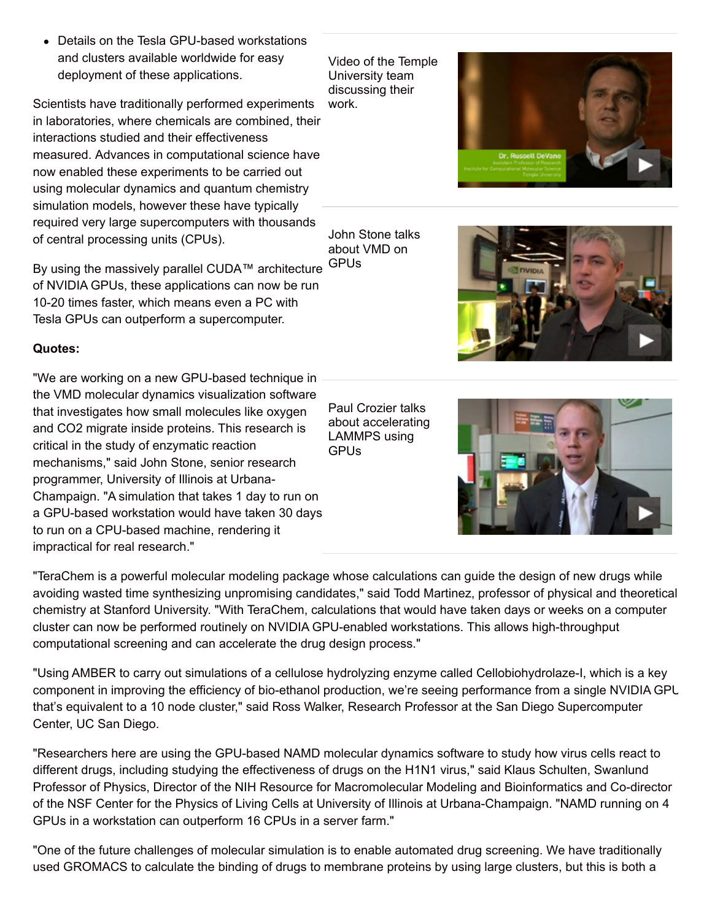- Details on the Tesla GPU-based workstations and clusters available worldwide for easy deployment of these applications.

Scientists have traditionally performed experiments in laboratories, where chemicals are combined, their interactions studied and their effectiveness measured. Advances in computational science have now enabled these experiments to be carried out using molecular dynamics and quantum chemistry simulation models, however these have typically required very large supercomputers with thousands of central processing units (CPUs).

By using the massively parallel CUDA™ architecture of NVIDIA GPUs, these applications can now be run 10-20 times faster, which means even a PC with Tesla GPUs can outperform a supercomputer.

**Quotes:**

"We are working on a new GPU-based technique in the VMD molecular dynamics visualization software that investigates how small molecules like oxygen and CO2 migrate inside proteins. This research is critical in the study of enzymatic reaction mechanisms," said John Stone, senior research programmer, University of Illinois at Urbana-Champaign. "A simulation that takes 1 day to run on a GPU-based workstation would have taken 30 days to run on a CPU-based machine, rendering it impractical for real research."

Video of the Temple University team discussing their work.

John Stone talks about VMD on GPUs

Paul Crozier talks about accelerating LAMMPS using GPUs

"TeraChem is a powerful molecular modeling package whose calculations can guide the design of new drugs while avoiding wasted time synthesizing unpromising candidates," said Todd Martinez, professor of physical and theoretical chemistry at Stanford University. "With TeraChem, calculations that would have taken days or weeks on a computer cluster can now be performed routinely on NVIDIA GPU-enabled workstations. This allows high-throughput computational screening and can accelerate the drug design process."

"Using AMBER to carry out simulations of a cellulose hydrolyzing enzyme called Cellobiohydrolaze-I, which is a key component in improving the efficiency of bio-ethanol production, we're seeing performance from a single NVIDIA GPU that's equivalent to a 10 node cluster," said Ross Walker, Research Professor at the San Diego Supercomputer Center, UC San Diego.

"Researchers here are using the GPU-based NAMD molecular dynamics software to study how virus cells react to different drugs, including studying the effectiveness of drugs on the H1N1 virus," said Klaus Schulten, Swanlund Professor of Physics, Director of the NIH Resource for Macromolecular Modeling and Bioinformatics and Co-director of the NSF Center for the Physics of Living Cells at University of Illinois at Urbana-Champaign. "NAMD running on 4 GPUs in a workstation can outperform 16 CPUs in a server farm."

"One of the future challenges of molecular simulation is to enable automated drug screening. We have traditionally used GROMACS to calculate the binding of drugs to membrane proteins by using large clusters, but this is both a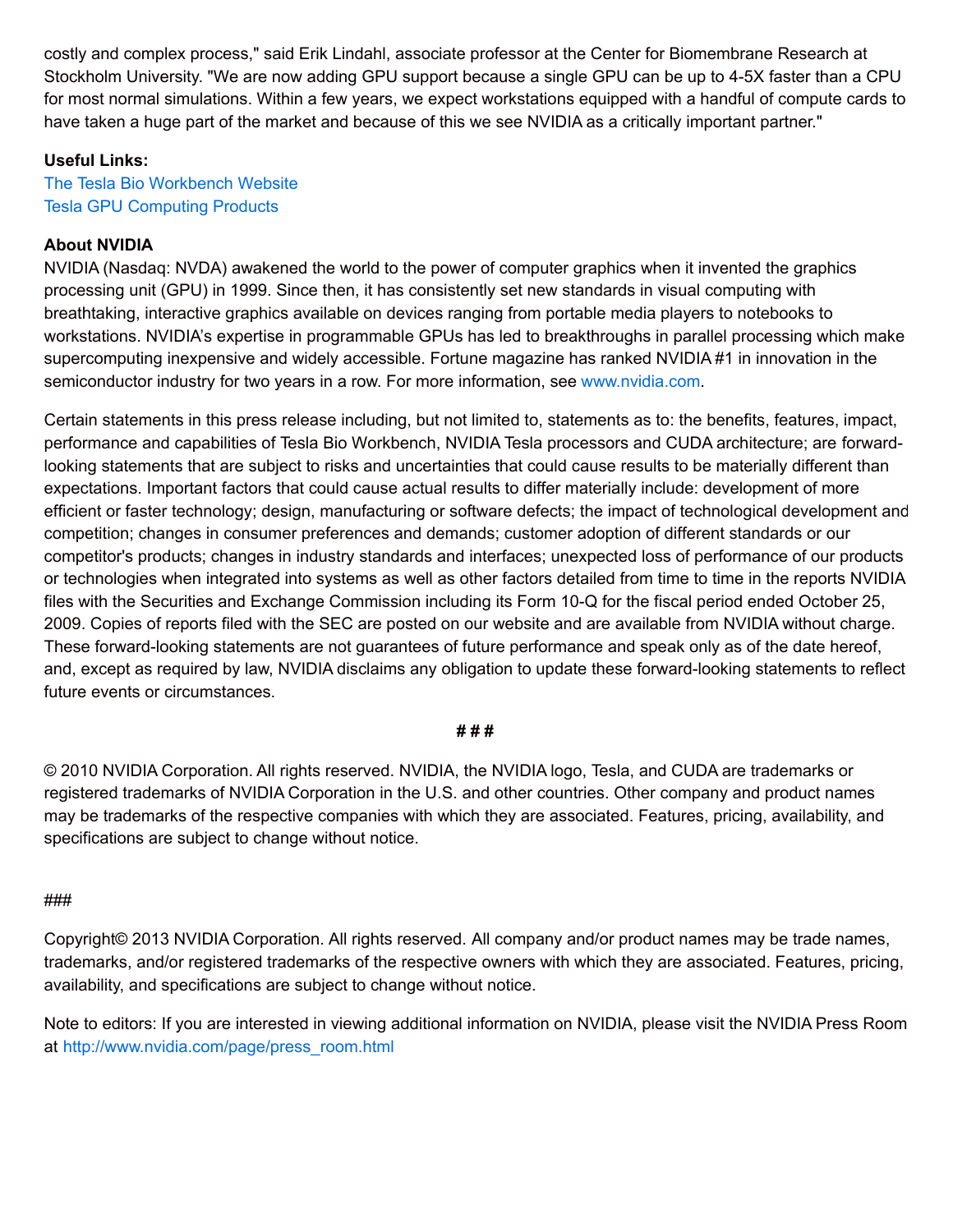costly and complex process," said Erik Lindahl, associate professor at the Center for Biomembrane Research at Stockholm University. "We are now adding GPU support because a single GPU can be up to 4-5X faster than a CPU for most normal simulations. Within a few years, we expect workstations equipped with a handful of compute cards to have taken a huge part of the market and because of this we see NVIDIA as a critically important partner."

**Useful Links:**
The Tesla Bio Workbench Website
Tesla GPU Computing Products

**About NVIDIA**
NVIDIA (Nasdaq: NVDA) awakened the world to the power of computer graphics when it invented the graphics processing unit (GPU) in 1999. Since then, it has consistently set new standards in visual computing with breathtaking, interactive graphics available on devices ranging from portable media players to notebooks to workstations. NVIDIA's expertise in programmable GPUs has led to breakthroughs in parallel processing which make supercomputing inexpensive and widely accessible. Fortune magazine has ranked NVIDIA #1 in innovation in the semiconductor industry for two years in a row. For more information, see www.nvidia.com.

Certain statements in this press release including, but not limited to, statements as to: the benefits, features, impact, performance and capabilities of Tesla Bio Workbench, NVIDIA Tesla processors and CUDA architecture; are forward-looking statements that are subject to risks and uncertainties that could cause results to be materially different than expectations. Important factors that could cause actual results to differ materially include: development of more efficient or faster technology; design, manufacturing or software defects; the impact of technological development and competition; changes in consumer preferences and demands; customer adoption of different standards or our competitor's products; changes in industry standards and interfaces; unexpected loss of performance of our products or technologies when integrated into systems as well as other factors detailed from time to time in the reports NVIDIA files with the Securities and Exchange Commission including its Form 10-Q for the fiscal period ended October 25, 2009. Copies of reports filed with the SEC are posted on our website and are available from NVIDIA without charge. These forward-looking statements are not guarantees of future performance and speak only as of the date hereof, and, except as required by law, NVIDIA disclaims any obligation to update these forward-looking statements to reflect future events or circumstances.

**# # #**

© 2010 NVIDIA Corporation. All rights reserved. NVIDIA, the NVIDIA logo, Tesla, and CUDA are trademarks or registered trademarks of NVIDIA Corporation in the U.S. and other countries. Other company and product names may be trademarks of the respective companies with which they are associated. Features, pricing, availability, and specifications are subject to change without notice.

###

Copyright© 2013 NVIDIA Corporation. All rights reserved. All company and/or product names may be trade names, trademarks, and/or registered trademarks of the respective owners with which they are associated. Features, pricing, availability, and specifications are subject to change without notice.

Note to editors: If you are interested in viewing additional information on NVIDIA, please visit the NVIDIA Press Room at http://www.nvidia.com/page/press_room.html